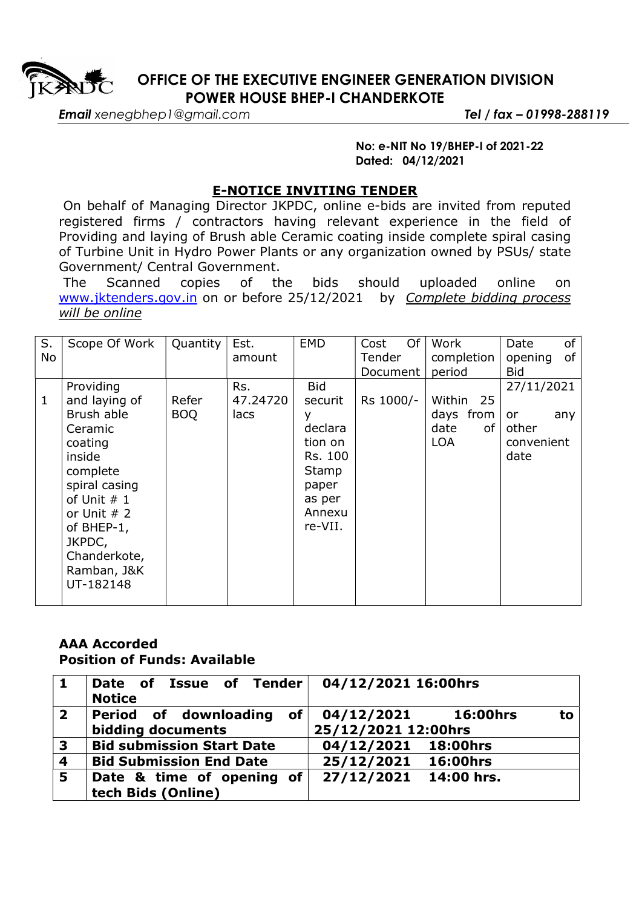# OFFICE OF THE EXECUTIVE ENGINEER GENERATION DIVISION POWER HOUSE BHEP-I CHANDERKOTE

***Email*** *xenegbhep1@gmail.com* ***Tel / fax – 01998-288119***

**No: e-NIT No 19/BHEP-I of 2021-22**
**Dated: 04/12/2021**

## E-NOTICE INVITING TENDER

On behalf of Managing Director JKPDC, online e-bids are invited from reputed registered firms / contractors having relevant experience in the field of Providing and laying of Brush able Ceramic coating inside complete spiral casing of Turbine Unit in Hydro Power Plants or any organization owned by PSUs/ state Government/ Central Government.

The Scanned copies of the bids should uploaded online on www.jktenders.gov.in on or before 25/12/2021 by *Complete bidding process will be online*

| S. No | Scope Of Work | Quantity | Est. amount | EMD | Cost Of Tender Document | Work completion period | Date of opening of Bid |
|---|---|---|---|---|---|---|---|
| 1 | Providing and laying of Brush able Ceramic coating inside complete spiral casing of Unit # 1 or Unit # 2 of BHEP-1, JKPDC, Chanderkote, Ramban, J&K UT-182148 | Refer BOQ | Rs. 47.24720 lacs | Bid security declaration on Rs. 100 Stamp paper as per Annexure-VII. | Rs 1000/- | Within 25 days from date of LOA | 27/11/2021 or any other convenient date |

**AAA Accorded**
**Position of Funds: Available**

| | | |
|---|---|---|
| **1** | **Date of Issue of Tender Notice** | **04/12/2021 16:00hrs** |
| **2** | **Period of downloading of bidding documents** | **04/12/2021 16:00hrs to 25/12/2021 12:00hrs** |
| **3** | **Bid submission Start Date** | **04/12/2021 18:00hrs** |
| **4** | **Bid Submission End Date** | **25/12/2021 16:00hrs** |
| **5** | **Date & time of opening of tech Bids (Online)** | **27/12/2021 14:00 hrs.** |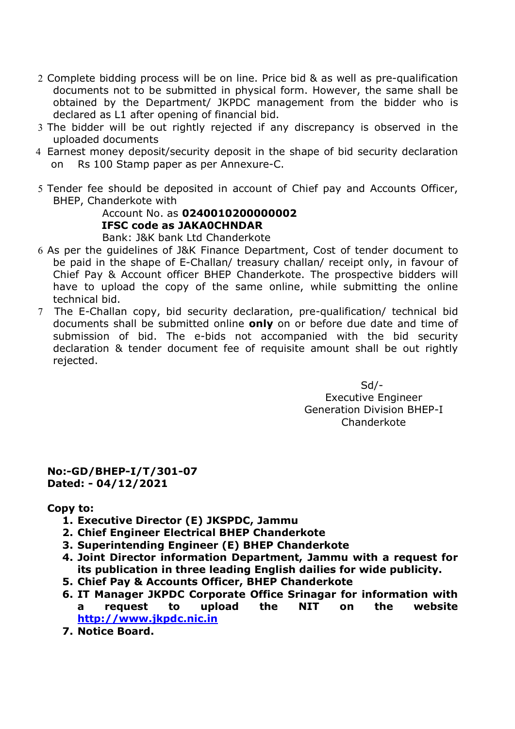2. Complete bidding process will be on line. Price bid & as well as pre-qualification documents not to be submitted in physical form. However, the same shall be obtained by the Department/ JKPDC management from the bidder who is declared as L1 after opening of financial bid.
3. The bidder will be out rightly rejected if any discrepancy is observed in the uploaded documents
4. Earnest money deposit/security deposit in the shape of bid security declaration on Rs 100 Stamp paper as per Annexure-C.
5. Tender fee should be deposited in account of Chief pay and Accounts Officer, BHEP, Chanderkote with

   Account No. as **0240010200000002**
   **IFSC code as JAKA0CHNDAR**
   Bank: J&K bank Ltd Chanderkote
6. As per the guidelines of J&K Finance Department, Cost of tender document to be paid in the shape of E-Challan/ treasury challan/ receipt only, in favour of Chief Pay & Account officer BHEP Chanderkote. The prospective bidders will have to upload the copy of the same online, while submitting the online technical bid.
7. The E-Challan copy, bid security declaration, pre-qualification/ technical bid documents shall be submitted online **only** on or before due date and time of submission of bid. The e-bids not accompanied with the bid security declaration & tender document fee of requisite amount shall be out rightly rejected.

Sd/-
Executive Engineer
Generation Division BHEP-I
Chanderkote

**No:-GD/BHEP-I/T/301-07**
**Dated: - 04/12/2021**

**Copy to:**

1. **Executive Director (E) JKSPDC, Jammu**
2. **Chief Engineer Electrical BHEP Chanderkote**
3. **Superintending Engineer (E) BHEP Chanderkote**
4. **Joint Director information Department, Jammu with a request for its publication in three leading English dailies for wide publicity.**
5. **Chief Pay & Accounts Officer, BHEP Chanderkote**
6. **IT Manager JKPDC Corporate Office Srinagar for information with a request to upload the NIT on the website [http://www.jkpdc.nic.in](http://www.jkpdc.nic.in)**
7. **Notice Board.**